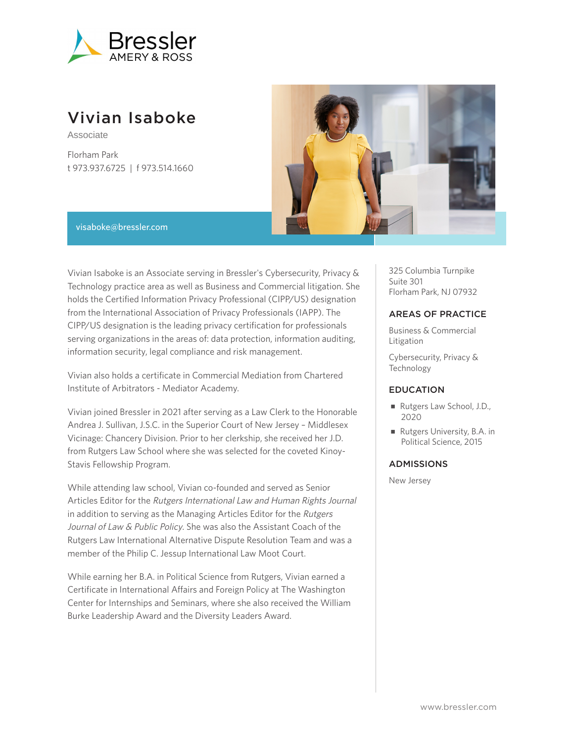Bressler AMERY & ROSS

# Vivian Isaboke

Associate

Florham Park
t 973.937.6725 | f 973.514.1660

visaboke@bressler.com

Vivian Isaboke is an Associate serving in Bressler's Cybersecurity, Privacy & Technology practice area as well as Business and Commercial litigation. She holds the Certified Information Privacy Professional (CIPP/US) designation from the International Association of Privacy Professionals (IAPP). The CIPP/US designation is the leading privacy certification for professionals serving organizations in the areas of: data protection, information auditing, information security, legal compliance and risk management.

Vivian also holds a certificate in Commercial Mediation from Chartered Institute of Arbitrators - Mediator Academy.

Vivian joined Bressler in 2021 after serving as a Law Clerk to the Honorable Andrea J. Sullivan, J.S.C. in the Superior Court of New Jersey – Middlesex Vicinage: Chancery Division. Prior to her clerkship, she received her J.D. from Rutgers Law School where she was selected for the coveted Kinoy-Stavis Fellowship Program.

While attending law school, Vivian co-founded and served as Senior Articles Editor for the *Rutgers International Law and Human Rights Journal* in addition to serving as the Managing Articles Editor for the *Rutgers Journal of Law & Public Policy*. She was also the Assistant Coach of the Rutgers Law International Alternative Dispute Resolution Team and was a member of the Philip C. Jessup International Law Moot Court.

While earning her B.A. in Political Science from Rutgers, Vivian earned a Certificate in International Affairs and Foreign Policy at The Washington Center for Internships and Seminars, where she also received the William Burke Leadership Award and the Diversity Leaders Award.

325 Columbia Turnpike
Suite 301
Florham Park, NJ 07932

## AREAS OF PRACTICE

Business & Commercial Litigation

Cybersecurity, Privacy & Technology

## EDUCATION

- Rutgers Law School, J.D., 2020
- Rutgers University, B.A. in Political Science, 2015

## ADMISSIONS

New Jersey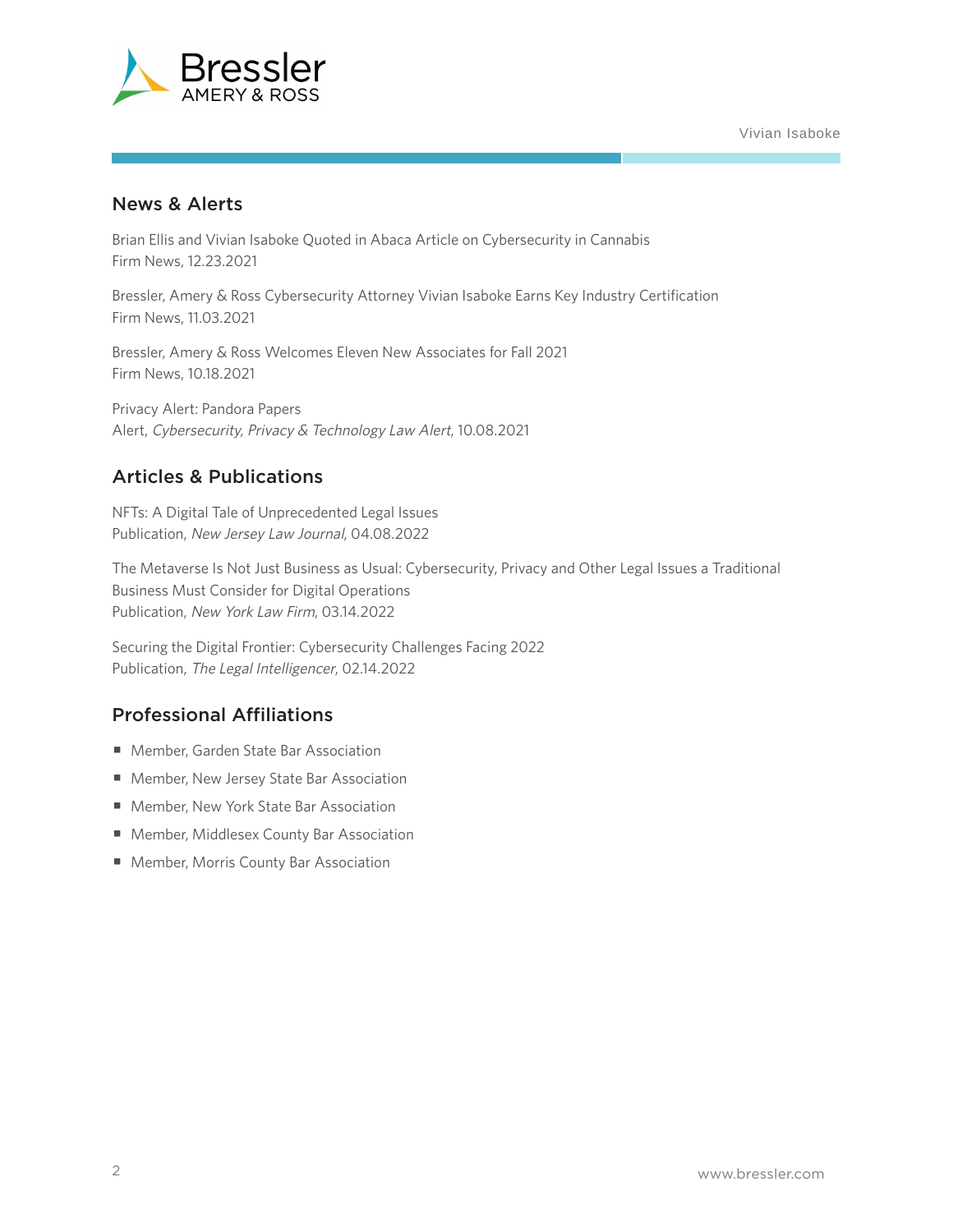## News & Alerts

Brian Ellis and Vivian Isaboke Quoted in Abaca Article on Cybersecurity in Cannabis
Firm News, 12.23.2021

Bressler, Amery & Ross Cybersecurity Attorney Vivian Isaboke Earns Key Industry Certification
Firm News, 11.03.2021

Bressler, Amery & Ross Welcomes Eleven New Associates for Fall 2021
Firm News, 10.18.2021

Privacy Alert: Pandora Papers
Alert, *Cybersecurity, Privacy & Technology Law Alert*, 10.08.2021

## Articles & Publications

NFTs: A Digital Tale of Unprecedented Legal Issues
Publication, *New Jersey Law Journal*, 04.08.2022

The Metaverse Is Not Just Business as Usual: Cybersecurity, Privacy and Other Legal Issues a Traditional Business Must Consider for Digital Operations
Publication, *New York Law Firm*, 03.14.2022

Securing the Digital Frontier: Cybersecurity Challenges Facing 2022
Publication, *The Legal Intelligencer*, 02.14.2022

## Professional Affiliations

- Member, Garden State Bar Association
- Member, New Jersey State Bar Association
- Member, New York State Bar Association
- Member, Middlesex County Bar Association
- Member, Morris County Bar Association